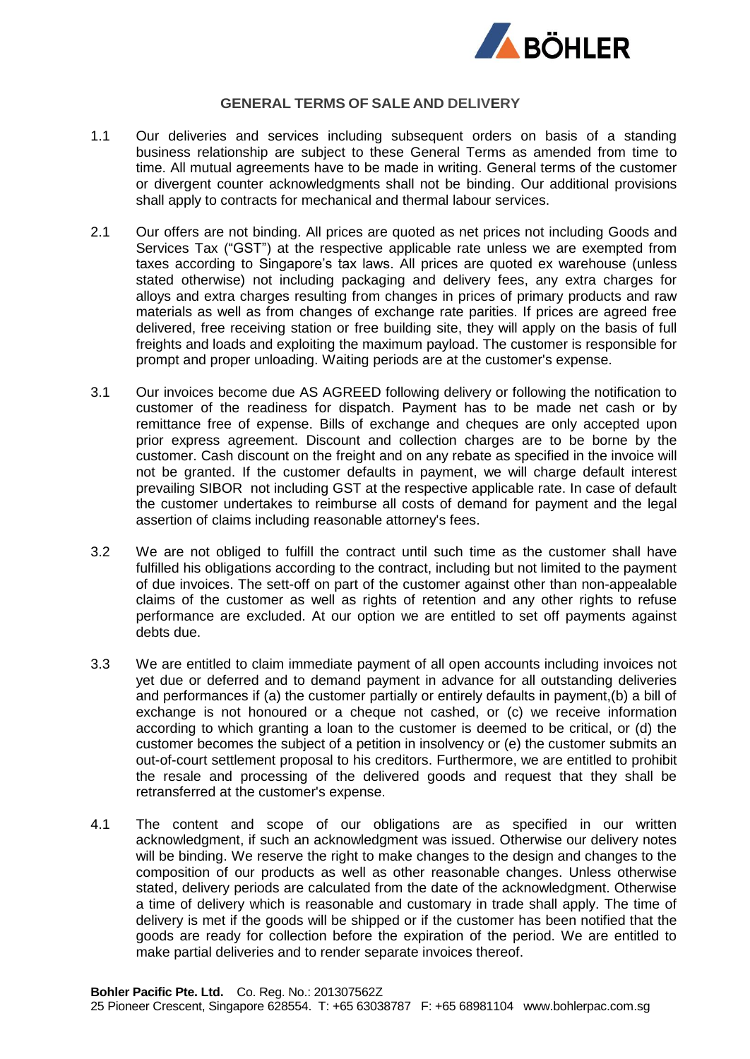## GENERAL TERMS OF SALE AND DELIVERY

1.1 Our deliveries and services including subsequent orders on basis of a standing business relationship are subject to these General Terms as amended from time to time. All mutual agreements have to be made in writing. General terms of the customer or divergent counter acknowledgments shall not be binding. Our additional provisions shall apply to contracts for mechanical and thermal labour services.

2.1 Our offers are not binding. All prices are quoted as net prices not including Goods and Services Tax ("GST") at the respective applicable rate unless we are exempted from taxes according to Singapore's tax laws. All prices are quoted ex warehouse (unless stated otherwise) not including packaging and delivery fees, any extra charges for alloys and extra charges resulting from changes in prices of primary products and raw materials as well as from changes of exchange rate parities. If prices are agreed free delivered, free receiving station or free building site, they will apply on the basis of full freights and loads and exploiting the maximum payload. The customer is responsible for prompt and proper unloading. Waiting periods are at the customer's expense.

3.1 Our invoices become due AS AGREED following delivery or following the notification to customer of the readiness for dispatch. Payment has to be made net cash or by remittance free of expense. Bills of exchange and cheques are only accepted upon prior express agreement. Discount and collection charges are to be borne by the customer. Cash discount on the freight and on any rebate as specified in the invoice will not be granted. If the customer defaults in payment, we will charge default interest prevailing SIBOR not including GST at the respective applicable rate. In case of default the customer undertakes to reimburse all costs of demand for payment and the legal assertion of claims including reasonable attorney's fees.

3.2 We are not obliged to fulfill the contract until such time as the customer shall have fulfilled his obligations according to the contract, including but not limited to the payment of due invoices. The sett-off on part of the customer against other than non-appealable claims of the customer as well as rights of retention and any other rights to refuse performance are excluded. At our option we are entitled to set off payments against debts due.

3.3 We are entitled to claim immediate payment of all open accounts including invoices not yet due or deferred and to demand payment in advance for all outstanding deliveries and performances if (a) the customer partially or entirely defaults in payment,(b) a bill of exchange is not honoured or a cheque not cashed, or (c) we receive information according to which granting a loan to the customer is deemed to be critical, or (d) the customer becomes the subject of a petition in insolvency or (e) the customer submits an out-of-court settlement proposal to his creditors. Furthermore, we are entitled to prohibit the resale and processing of the delivered goods and request that they shall be retransferred at the customer's expense.

4.1 The content and scope of our obligations are as specified in our written acknowledgment, if such an acknowledgment was issued. Otherwise our delivery notes will be binding. We reserve the right to make changes to the design and changes to the composition of our products as well as other reasonable changes. Unless otherwise stated, delivery periods are calculated from the date of the acknowledgment. Otherwise a time of delivery which is reasonable and customary in trade shall apply. The time of delivery is met if the goods will be shipped or if the customer has been notified that the goods are ready for collection before the expiration of the period. We are entitled to make partial deliveries and to render separate invoices thereof.

**Bohler Pacific Pte. Ltd.** Co. Reg. No.: 201307562Z
25 Pioneer Crescent, Singapore 628554. T: +65 63038787 F: +65 68981104 www.bohlerpac.com.sg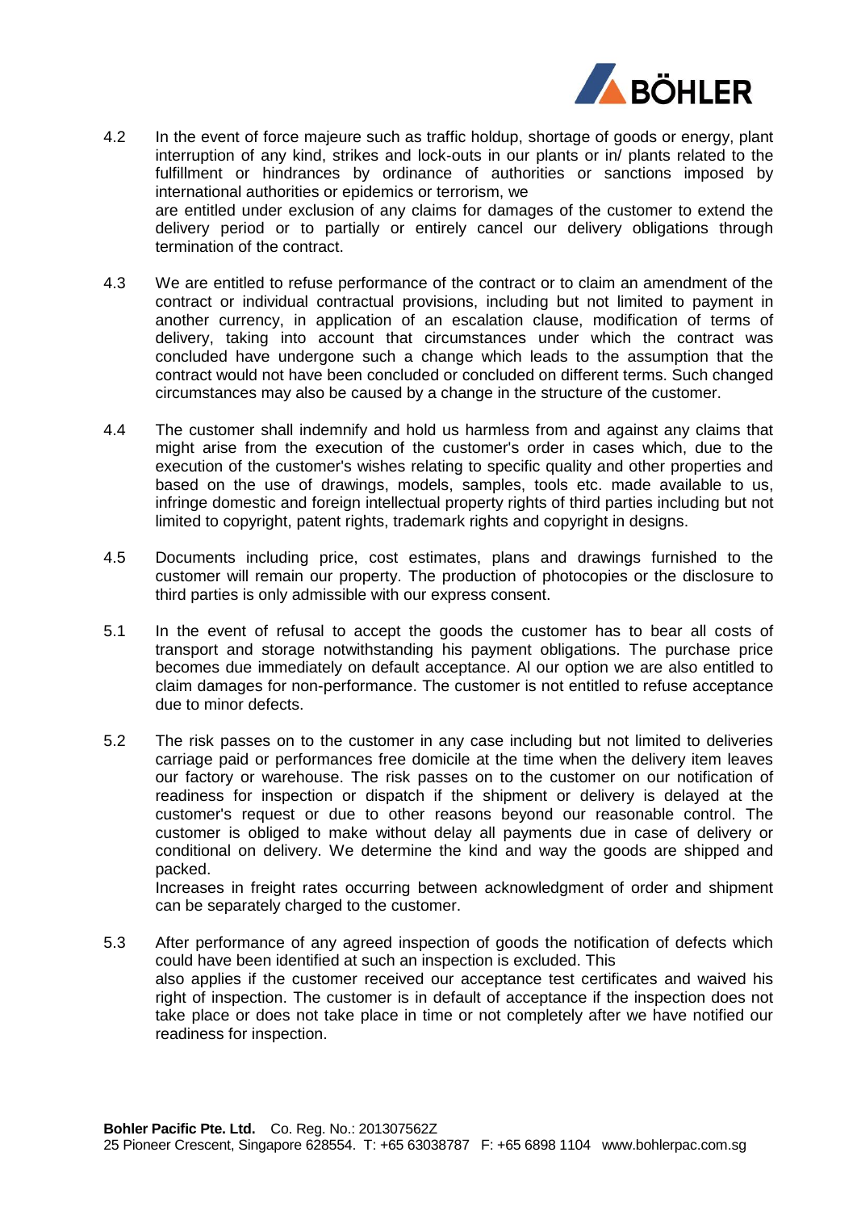4.2 In the event of force majeure such as traffic holdup, shortage of goods or energy, plant interruption of any kind, strikes and lock-outs in our plants or in/ plants related to the fulfillment or hindrances by ordinance of authorities or sanctions imposed by international authorities or epidemics or terrorism, we are entitled under exclusion of any claims for damages of the customer to extend the delivery period or to partially or entirely cancel our delivery obligations through termination of the contract.

4.3 We are entitled to refuse performance of the contract or to claim an amendment of the contract or individual contractual provisions, including but not limited to payment in another currency, in application of an escalation clause, modification of terms of delivery, taking into account that circumstances under which the contract was concluded have undergone such a change which leads to the assumption that the contract would not have been concluded or concluded on different terms. Such changed circumstances may also be caused by a change in the structure of the customer.

4.4 The customer shall indemnify and hold us harmless from and against any claims that might arise from the execution of the customer's order in cases which, due to the execution of the customer's wishes relating to specific quality and other properties and based on the use of drawings, models, samples, tools etc. made available to us, infringe domestic and foreign intellectual property rights of third parties including but not limited to copyright, patent rights, trademark rights and copyright in designs.

4.5 Documents including price, cost estimates, plans and drawings furnished to the customer will remain our property. The production of photocopies or the disclosure to third parties is only admissible with our express consent.

5.1 In the event of refusal to accept the goods the customer has to bear all costs of transport and storage notwithstanding his payment obligations. The purchase price becomes due immediately on default acceptance. Al our option we are also entitled to claim damages for non-performance. The customer is not entitled to refuse acceptance due to minor defects.

5.2 The risk passes on to the customer in any case including but not limited to deliveries carriage paid or performances free domicile at the time when the delivery item leaves our factory or warehouse. The risk passes on to the customer on our notification of readiness for inspection or dispatch if the shipment or delivery is delayed at the customer's request or due to other reasons beyond our reasonable control. The customer is obliged to make without delay all payments due in case of delivery or conditional on delivery. We determine the kind and way the goods are shipped and packed.
Increases in freight rates occurring between acknowledgment of order and shipment can be separately charged to the customer.

5.3 After performance of any agreed inspection of goods the notification of defects which could have been identified at such an inspection is excluded. This also applies if the customer received our acceptance test certificates and waived his right of inspection. The customer is in default of acceptance if the inspection does not take place or does not take place in time or not completely after we have notified our readiness for inspection.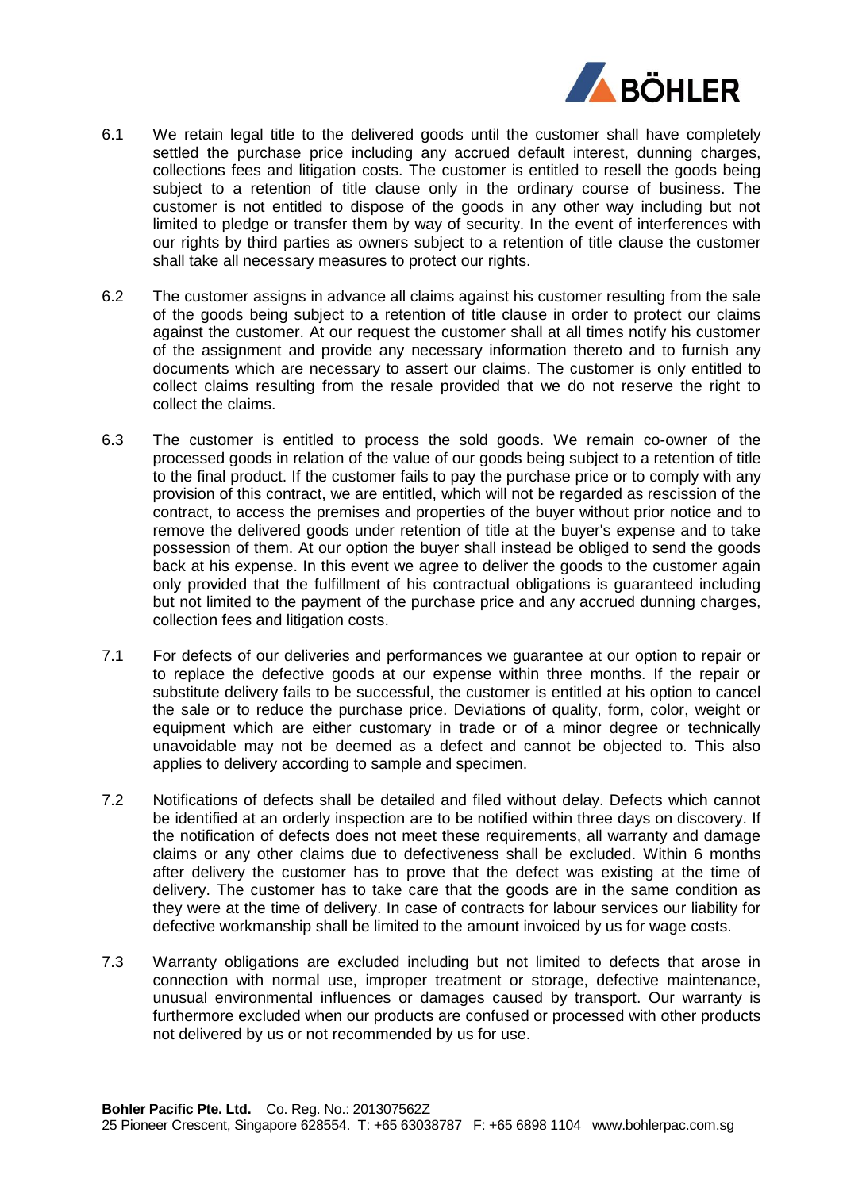6.1 We retain legal title to the delivered goods until the customer shall have completely settled the purchase price including any accrued default interest, dunning charges, collections fees and litigation costs. The customer is entitled to resell the goods being subject to a retention of title clause only in the ordinary course of business. The customer is not entitled to dispose of the goods in any other way including but not limited to pledge or transfer them by way of security. In the event of interferences with our rights by third parties as owners subject to a retention of title clause the customer shall take all necessary measures to protect our rights.

6.2 The customer assigns in advance all claims against his customer resulting from the sale of the goods being subject to a retention of title clause in order to protect our claims against the customer. At our request the customer shall at all times notify his customer of the assignment and provide any necessary information thereto and to furnish any documents which are necessary to assert our claims. The customer is only entitled to collect claims resulting from the resale provided that we do not reserve the right to collect the claims.

6.3 The customer is entitled to process the sold goods. We remain co-owner of the processed goods in relation of the value of our goods being subject to a retention of title to the final product. If the customer fails to pay the purchase price or to comply with any provision of this contract, we are entitled, which will not be regarded as rescission of the contract, to access the premises and properties of the buyer without prior notice and to remove the delivered goods under retention of title at the buyer's expense and to take possession of them. At our option the buyer shall instead be obliged to send the goods back at his expense. In this event we agree to deliver the goods to the customer again only provided that the fulfillment of his contractual obligations is guaranteed including but not limited to the payment of the purchase price and any accrued dunning charges, collection fees and litigation costs.

7.1 For defects of our deliveries and performances we guarantee at our option to repair or to replace the defective goods at our expense within three months. If the repair or substitute delivery fails to be successful, the customer is entitled at his option to cancel the sale or to reduce the purchase price. Deviations of quality, form, color, weight or equipment which are either customary in trade or of a minor degree or technically unavoidable may not be deemed as a defect and cannot be objected to. This also applies to delivery according to sample and specimen.

7.2 Notifications of defects shall be detailed and filed without delay. Defects which cannot be identified at an orderly inspection are to be notified within three days on discovery. If the notification of defects does not meet these requirements, all warranty and damage claims or any other claims due to defectiveness shall be excluded. Within 6 months after delivery the customer has to prove that the defect was existing at the time of delivery. The customer has to take care that the goods are in the same condition as they were at the time of delivery. In case of contracts for labour services our liability for defective workmanship shall be limited to the amount invoiced by us for wage costs.

7.3 Warranty obligations are excluded including but not limited to defects that arose in connection with normal use, improper treatment or storage, defective maintenance, unusual environmental influences or damages caused by transport. Our warranty is furthermore excluded when our products are confused or processed with other products not delivered by us or not recommended by us for use.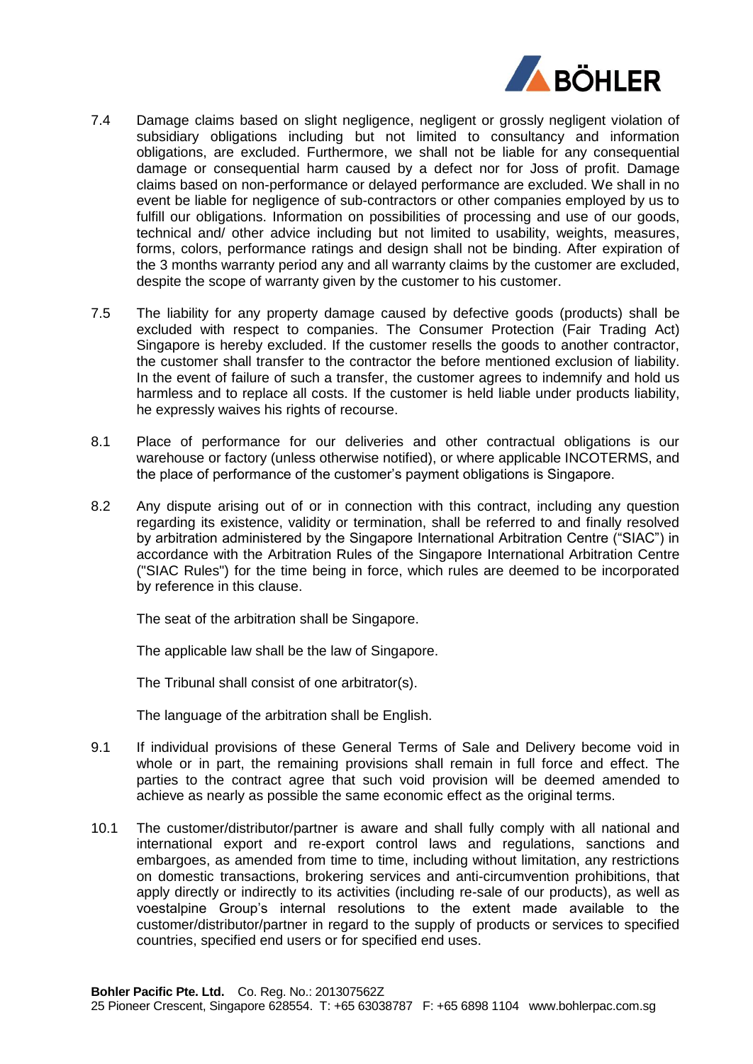7.4 Damage claims based on slight negligence, negligent or grossly negligent violation of subsidiary obligations including but not limited to consultancy and information obligations, are excluded. Furthermore, we shall not be liable for any consequential damage or consequential harm caused by a defect nor for Joss of profit. Damage claims based on non-performance or delayed performance are excluded. We shall in no event be liable for negligence of sub-contractors or other companies employed by us to fulfill our obligations. Information on possibilities of processing and use of our goods, technical and/ other advice including but not limited to usability, weights, measures, forms, colors, performance ratings and design shall not be binding. After expiration of the 3 months warranty period any and all warranty claims by the customer are excluded, despite the scope of warranty given by the customer to his customer.

7.5 The liability for any property damage caused by defective goods (products) shall be excluded with respect to companies. The Consumer Protection (Fair Trading Act) Singapore is hereby excluded. If the customer resells the goods to another contractor, the customer shall transfer to the contractor the before mentioned exclusion of liability. In the event of failure of such a transfer, the customer agrees to indemnify and hold us harmless and to replace all costs. If the customer is held liable under products liability, he expressly waives his rights of recourse.

8.1 Place of performance for our deliveries and other contractual obligations is our warehouse or factory (unless otherwise notified), or where applicable INCOTERMS, and the place of performance of the customer's payment obligations is Singapore.

8.2 Any dispute arising out of or in connection with this contract, including any question regarding its existence, validity or termination, shall be referred to and finally resolved by arbitration administered by the Singapore International Arbitration Centre ("SIAC") in accordance with the Arbitration Rules of the Singapore International Arbitration Centre ("SIAC Rules") for the time being in force, which rules are deemed to be incorporated by reference in this clause.

The seat of the arbitration shall be Singapore.

The applicable law shall be the law of Singapore.

The Tribunal shall consist of one arbitrator(s).

The language of the arbitration shall be English.

9.1 If individual provisions of these General Terms of Sale and Delivery become void in whole or in part, the remaining provisions shall remain in full force and effect. The parties to the contract agree that such void provision will be deemed amended to achieve as nearly as possible the same economic effect as the original terms.

10.1 The customer/distributor/partner is aware and shall fully comply with all national and international export and re-export control laws and regulations, sanctions and embargoes, as amended from time to time, including without limitation, any restrictions on domestic transactions, brokering services and anti-circumvention prohibitions, that apply directly or indirectly to its activities (including re-sale of our products), as well as voestalpine Group's internal resolutions to the extent made available to the customer/distributor/partner in regard to the supply of products or services to specified countries, specified end users or for specified end uses.